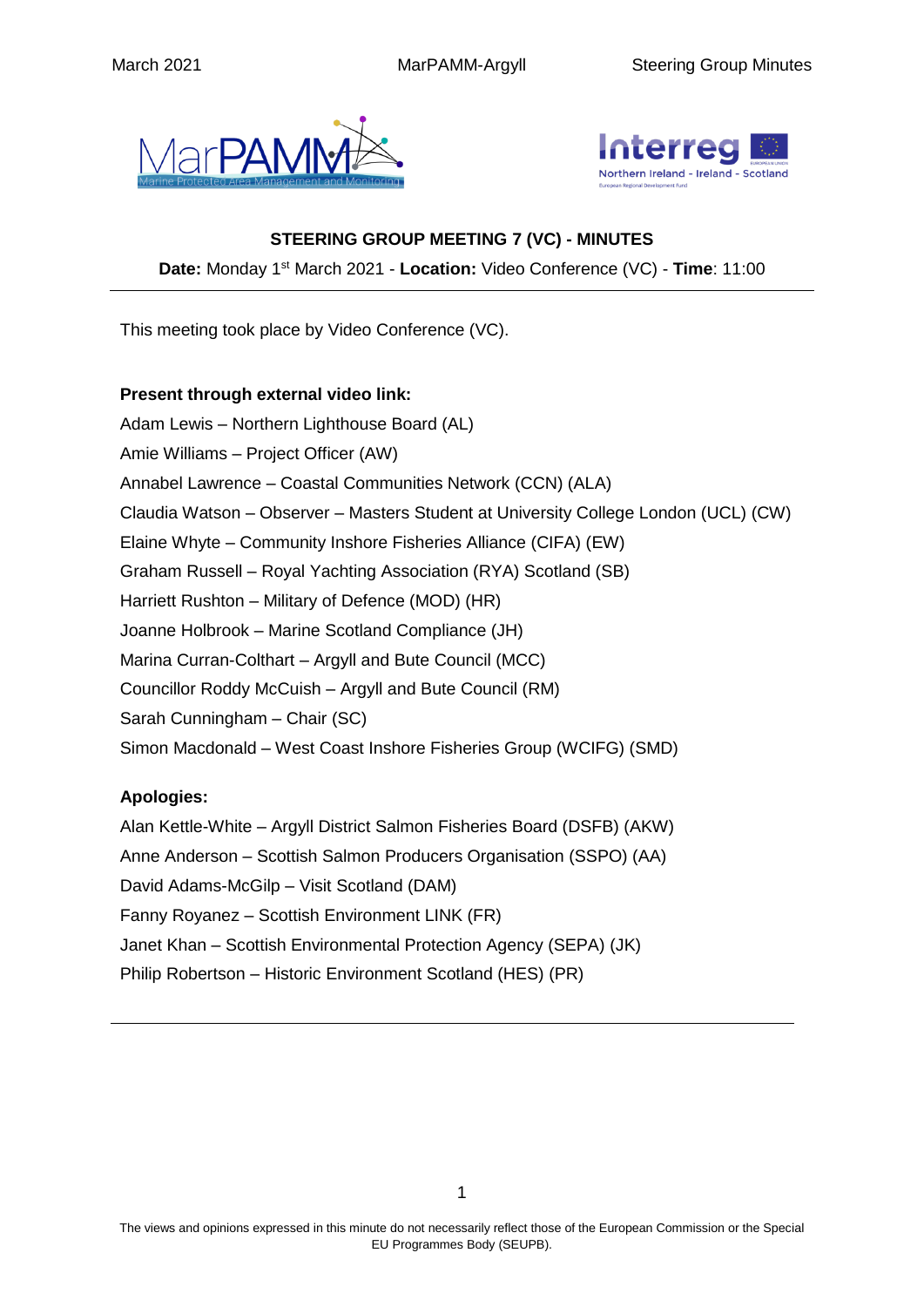## STEERING GROUP MEETING 7 (VC) - MINUTES

**Date:** Monday 1st March 2021 - **Location:** Video Conference (VC) - **Time**: 11:00

---

This meeting took place by Video Conference (VC).

**Present through external video link:**

Adam Lewis – Northern Lighthouse Board (AL)
Amie Williams – Project Officer (AW)
Annabel Lawrence – Coastal Communities Network (CCN) (ALA)
Claudia Watson – Observer – Masters Student at University College London (UCL) (CW)
Elaine Whyte – Community Inshore Fisheries Alliance (CIFA) (EW)
Graham Russell – Royal Yachting Association (RYA) Scotland (SB)
Harriett Rushton – Military of Defence (MOD) (HR)
Joanne Holbrook – Marine Scotland Compliance (JH)
Marina Curran-Colthart – Argyll and Bute Council (MCC)
Councillor Roddy McCuish – Argyll and Bute Council (RM)
Sarah Cunningham – Chair (SC)
Simon Macdonald – West Coast Inshore Fisheries Group (WCIFG) (SMD)

**Apologies:**

Alan Kettle-White – Argyll District Salmon Fisheries Board (DSFB) (AKW)
Anne Anderson – Scottish Salmon Producers Organisation (SSPO) (AA)
David Adams-McGilp – Visit Scotland (DAM)
Fanny Royanez – Scottish Environment LINK (FR)
Janet Khan – Scottish Environmental Protection Agency (SEPA) (JK)
Philip Robertson – Historic Environment Scotland (HES) (PR)

---

The views and opinions expressed in this minute do not necessarily reflect those of the European Commission or the Special EU Programmes Body (SEUPB).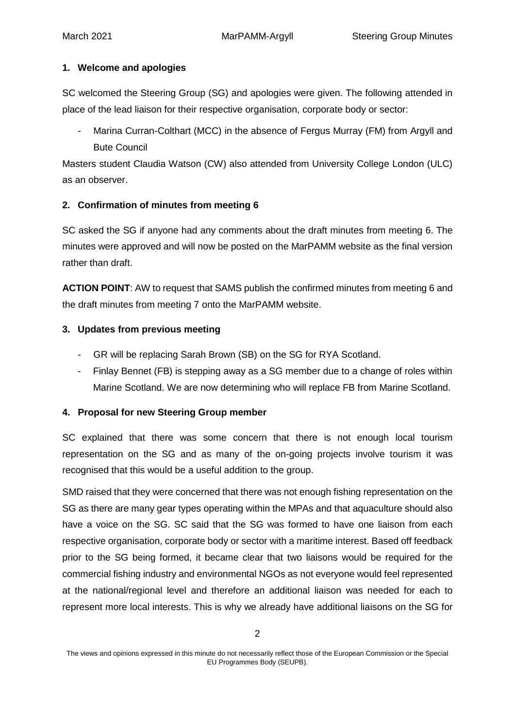## 1. Welcome and apologies

SC welcomed the Steering Group (SG) and apologies were given. The following attended in place of the lead liaison for their respective organisation, corporate body or sector:

- Marina Curran-Colthart (MCC) in the absence of Fergus Murray (FM) from Argyll and Bute Council

Masters student Claudia Watson (CW) also attended from University College London (ULC) as an observer.

## 2. Confirmation of minutes from meeting 6

SC asked the SG if anyone had any comments about the draft minutes from meeting 6. The minutes were approved and will now be posted on the MarPAMM website as the final version rather than draft.

**ACTION POINT**: AW to request that SAMS publish the confirmed minutes from meeting 6 and the draft minutes from meeting 7 onto the MarPAMM website.

## 3. Updates from previous meeting

- GR will be replacing Sarah Brown (SB) on the SG for RYA Scotland.
- Finlay Bennet (FB) is stepping away as a SG member due to a change of roles within Marine Scotland. We are now determining who will replace FB from Marine Scotland.

## 4. Proposal for new Steering Group member

SC explained that there was some concern that there is not enough local tourism representation on the SG and as many of the on-going projects involve tourism it was recognised that this would be a useful addition to the group.

SMD raised that they were concerned that there was not enough fishing representation on the SG as there are many gear types operating within the MPAs and that aquaculture should also have a voice on the SG. SC said that the SG was formed to have one liaison from each respective organisation, corporate body or sector with a maritime interest. Based off feedback prior to the SG being formed, it became clear that two liaisons would be required for the commercial fishing industry and environmental NGOs as not everyone would feel represented at the national/regional level and therefore an additional liaison was needed for each to represent more local interests. This is why we already have additional liaisons on the SG for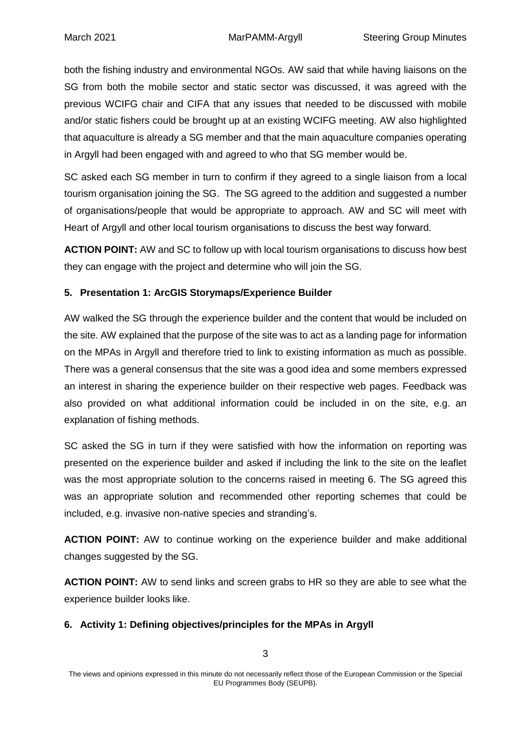both the fishing industry and environmental NGOs. AW said that while having liaisons on the SG from both the mobile sector and static sector was discussed, it was agreed with the previous WCIFG chair and CIFA that any issues that needed to be discussed with mobile and/or static fishers could be brought up at an existing WCIFG meeting. AW also highlighted that aquaculture is already a SG member and that the main aquaculture companies operating in Argyll had been engaged with and agreed to who that SG member would be.

SC asked each SG member in turn to confirm if they agreed to a single liaison from a local tourism organisation joining the SG. The SG agreed to the addition and suggested a number of organisations/people that would be appropriate to approach. AW and SC will meet with Heart of Argyll and other local tourism organisations to discuss the best way forward.

**ACTION POINT:** AW and SC to follow up with local tourism organisations to discuss how best they can engage with the project and determine who will join the SG.

### 5. Presentation 1: ArcGIS Storymaps/Experience Builder

AW walked the SG through the experience builder and the content that would be included on the site. AW explained that the purpose of the site was to act as a landing page for information on the MPAs in Argyll and therefore tried to link to existing information as much as possible. There was a general consensus that the site was a good idea and some members expressed an interest in sharing the experience builder on their respective web pages. Feedback was also provided on what additional information could be included in on the site, e.g. an explanation of fishing methods.

SC asked the SG in turn if they were satisfied with how the information on reporting was presented on the experience builder and asked if including the link to the site on the leaflet was the most appropriate solution to the concerns raised in meeting 6. The SG agreed this was an appropriate solution and recommended other reporting schemes that could be included, e.g. invasive non-native species and stranding's.

**ACTION POINT:** AW to continue working on the experience builder and make additional changes suggested by the SG.

**ACTION POINT:** AW to send links and screen grabs to HR so they are able to see what the experience builder looks like.

### 6. Activity 1: Defining objectives/principles for the MPAs in Argyll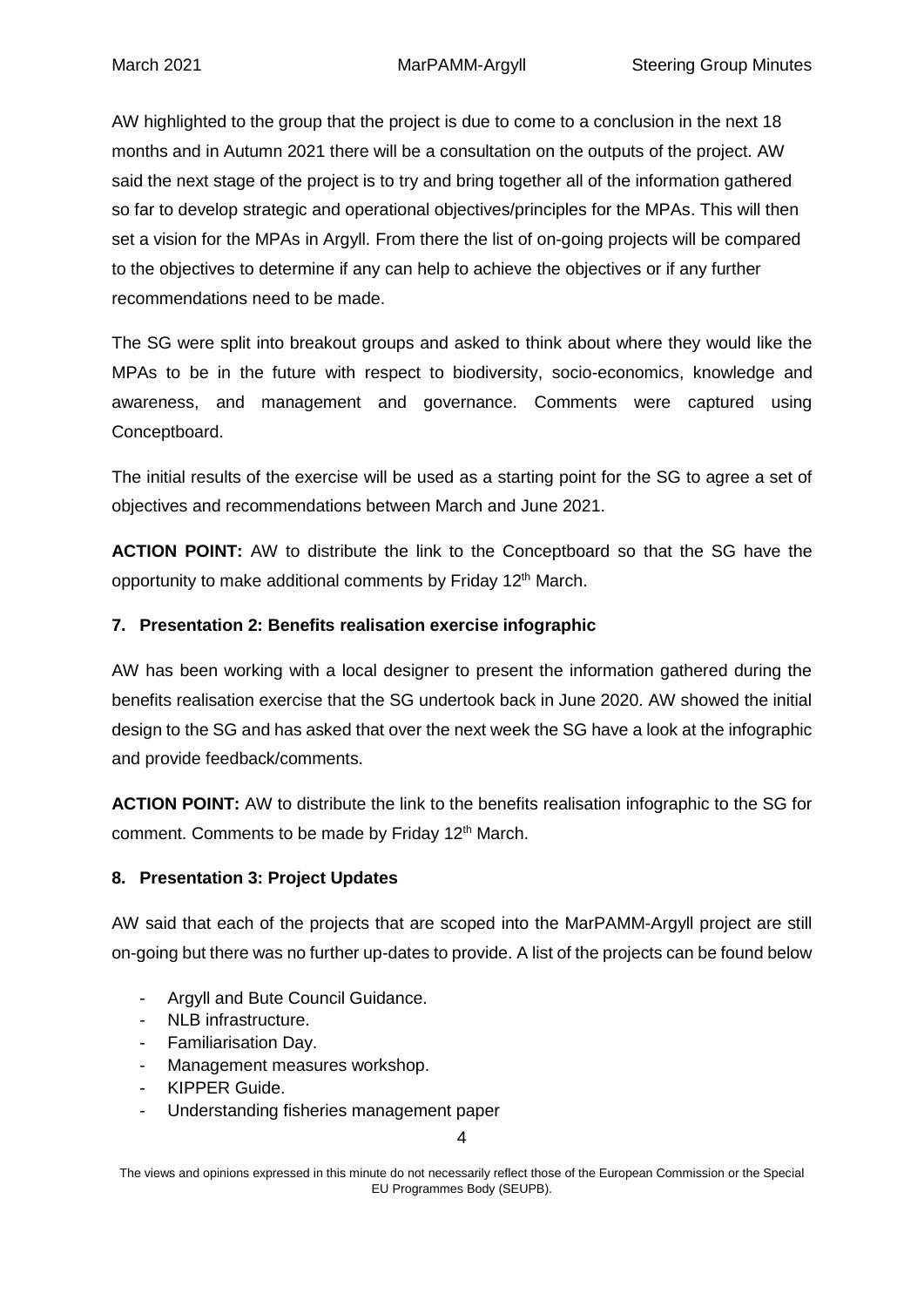AW highlighted to the group that the project is due to come to a conclusion in the next 18 months and in Autumn 2021 there will be a consultation on the outputs of the project. AW said the next stage of the project is to try and bring together all of the information gathered so far to develop strategic and operational objectives/principles for the MPAs. This will then set a vision for the MPAs in Argyll. From there the list of on-going projects will be compared to the objectives to determine if any can help to achieve the objectives or if any further recommendations need to be made.

The SG were split into breakout groups and asked to think about where they would like the MPAs to be in the future with respect to biodiversity, socio-economics, knowledge and awareness, and management and governance. Comments were captured using Conceptboard.

The initial results of the exercise will be used as a starting point for the SG to agree a set of objectives and recommendations between March and June 2021.

**ACTION POINT:** AW to distribute the link to the Conceptboard so that the SG have the opportunity to make additional comments by Friday 12th March.

## 7. Presentation 2: Benefits realisation exercise infographic

AW has been working with a local designer to present the information gathered during the benefits realisation exercise that the SG undertook back in June 2020. AW showed the initial design to the SG and has asked that over the next week the SG have a look at the infographic and provide feedback/comments.

**ACTION POINT:** AW to distribute the link to the benefits realisation infographic to the SG for comment. Comments to be made by Friday 12th March.

## 8. Presentation 3: Project Updates

AW said that each of the projects that are scoped into the MarPAMM-Argyll project are still on-going but there was no further up-dates to provide. A list of the projects can be found below

- Argyll and Bute Council Guidance.
- NLB infrastructure.
- Familiarisation Day.
- Management measures workshop.
- KIPPER Guide.
- Understanding fisheries management paper

The views and opinions expressed in this minute do not necessarily reflect those of the European Commission or the Special EU Programmes Body (SEUPB).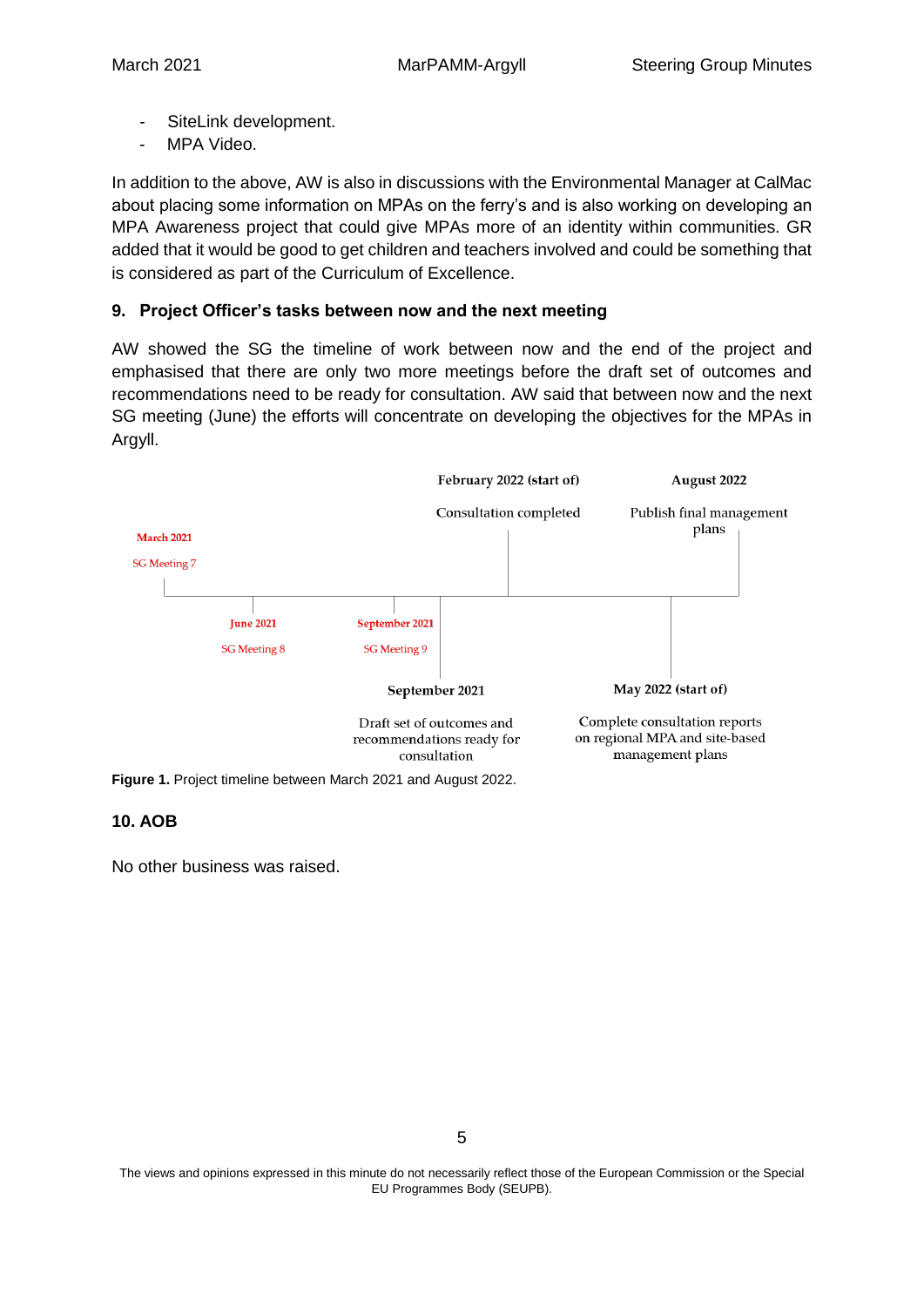- SiteLink development.
- MPA Video.

In addition to the above, AW is also in discussions with the Environmental Manager at CalMac about placing some information on MPAs on the ferry's and is also working on developing an MPA Awareness project that could give MPAs more of an identity within communities. GR added that it would be good to get children and teachers involved and could be something that is considered as part of the Curriculum of Excellence.

### 9. Project Officer's tasks between now and the next meeting

AW showed the SG the timeline of work between now and the end of the project and emphasised that there are only two more meetings before the draft set of outcomes and recommendations need to be ready for consultation. AW said that between now and the next SG meeting (June) the efforts will concentrate on developing the objectives for the MPAs in Argyll.

March 2021 – SG Meeting 7

June 2021 – SG Meeting 8

September 2021 – SG Meeting 9

September 2021 – Draft set of outcomes and recommendations ready for consultation

February 2022 (start of) – Consultation completed

May 2022 (start of) – Complete consultation reports on regional MPA and site-based management plans

August 2022 – Publish final management plans

**Figure 1.** Project timeline between March 2021 and August 2022.

### 10. AOB

No other business was raised.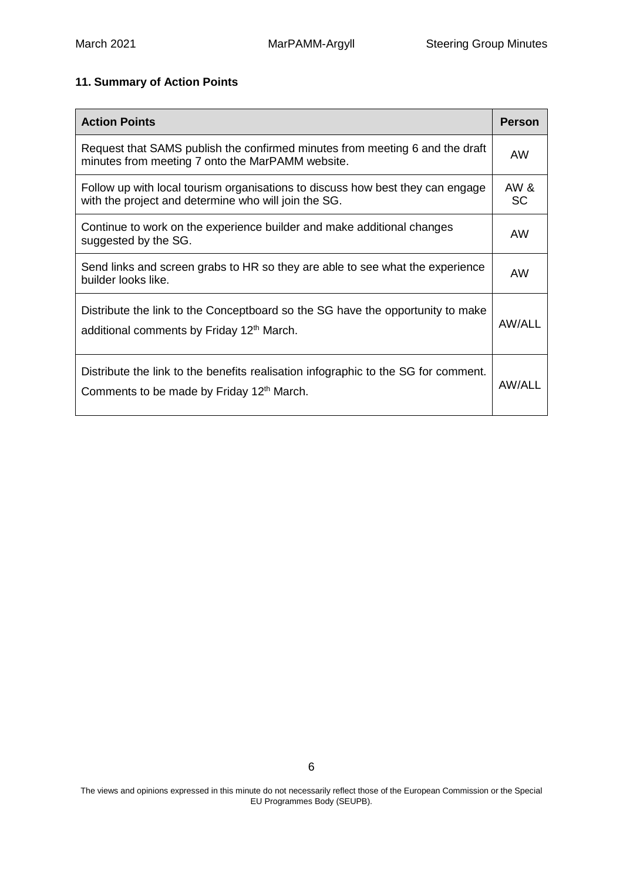## 11. Summary of Action Points

| Action Points | Person |
|---|---|
| Request that SAMS publish the confirmed minutes from meeting 6 and the draft minutes from meeting 7 onto the MarPAMM website. | AW |
| Follow up with local tourism organisations to discuss how best they can engage with the project and determine who will join the SG. | AW & SC |
| Continue to work on the experience builder and make additional changes suggested by the SG. | AW |
| Send links and screen grabs to HR so they are able to see what the experience builder looks like. | AW |
| Distribute the link to the Conceptboard so the SG have the opportunity to make additional comments by Friday 12th March. | AW/ALL |
| Distribute the link to the benefits realisation infographic to the SG for comment. Comments to be made by Friday 12th March. | AW/ALL |

The views and opinions expressed in this minute do not necessarily reflect those of the European Commission or the Special EU Programmes Body (SEUPB).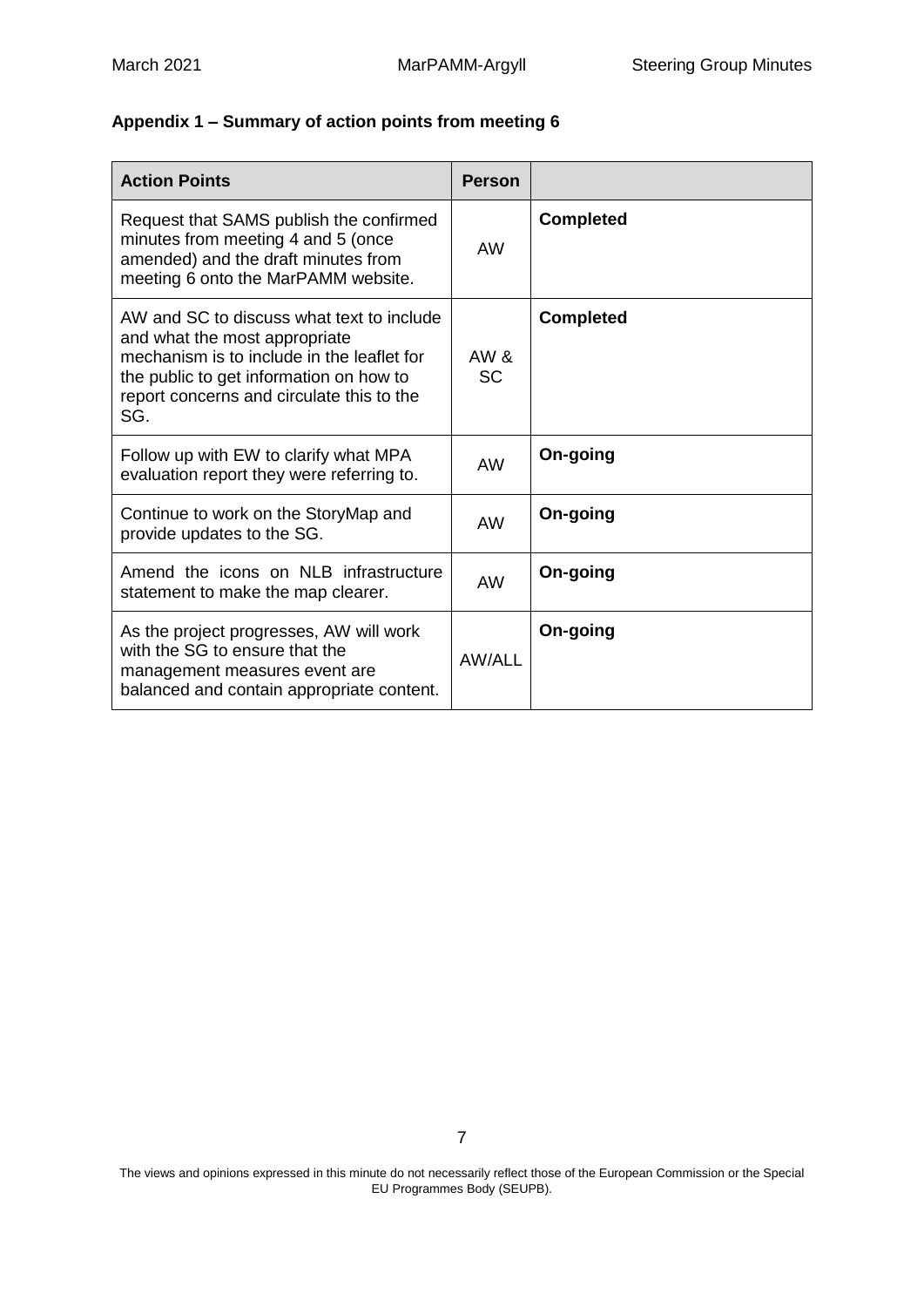**Appendix 1 – Summary of action points from meeting 6**

| Action Points | Person | |
|---|---|---|
| Request that SAMS publish the confirmed minutes from meeting 4 and 5 (once amended) and the draft minutes from meeting 6 onto the MarPAMM website. | AW | **Completed** |
| AW and SC to discuss what text to include and what the most appropriate mechanism is to include in the leaflet for the public to get information on how to report concerns and circulate this to the SG. | AW & SC | **Completed** |
| Follow up with EW to clarify what MPA evaluation report they were referring to. | AW | **On-going** |
| Continue to work on the StoryMap and provide updates to the SG. | AW | **On-going** |
| Amend the icons on NLB infrastructure statement to make the map clearer. | AW | **On-going** |
| As the project progresses, AW will work with the SG to ensure that the management measures event are balanced and contain appropriate content. | AW/ALL | **On-going** |

The views and opinions expressed in this minute do not necessarily reflect those of the European Commission or the Special EU Programmes Body (SEUPB).